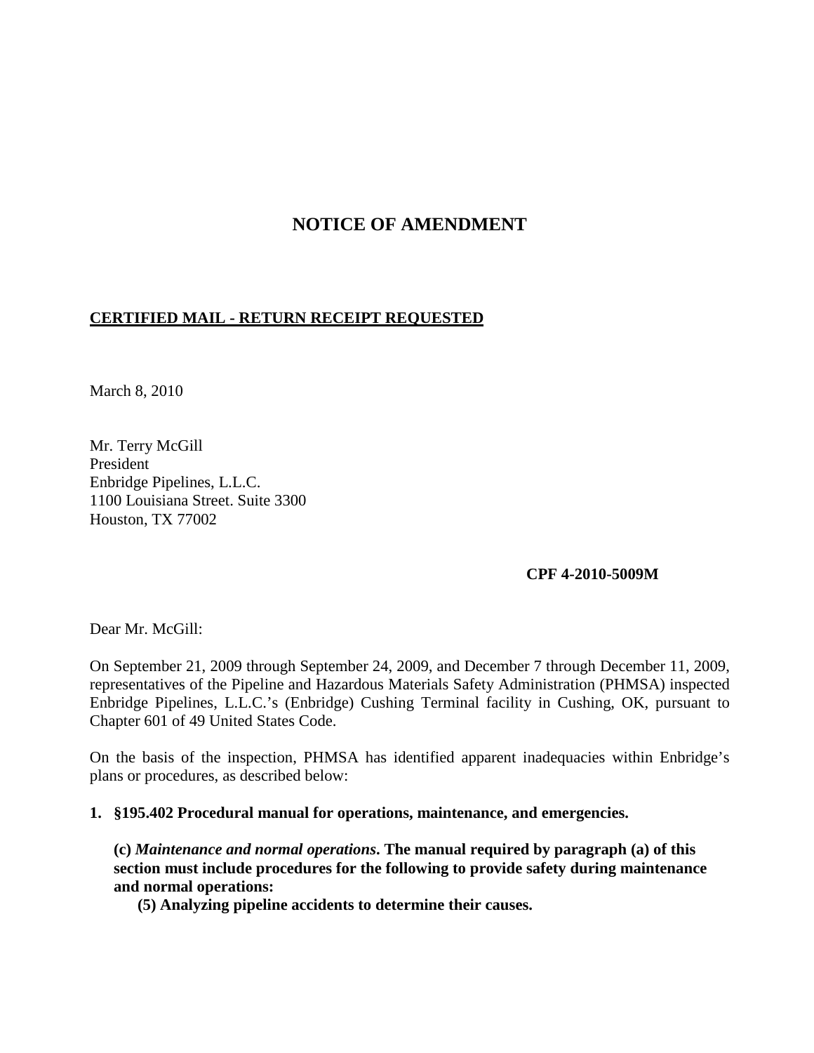# NOTICE OF AMENDMENT

**CERTIFIED MAIL - RETURN RECEIPT REQUESTED**

March 8, 2010

Mr. Terry McGill
President
Enbridge Pipelines, L.L.C.
1100 Louisiana Street. Suite 3300
Houston, TX 77002

**CPF 4-2010-5009M**

Dear Mr. McGill:

On September 21, 2009 through September 24, 2009, and December 7 through December 11, 2009, representatives of the Pipeline and Hazardous Materials Safety Administration (PHMSA) inspected Enbridge Pipelines, L.L.C.'s (Enbridge) Cushing Terminal facility in Cushing, OK, pursuant to Chapter 601 of 49 United States Code.

On the basis of the inspection, PHMSA has identified apparent inadequacies within Enbridge's plans or procedures, as described below:

1. **§195.402 Procedural manual for operations, maintenance, and emergencies.**

   **(c)** ***Maintenance and normal operations*****. The manual required by paragraph (a) of this section must include procedures for the following to provide safety during maintenance and normal operations:**

   **(5) Analyzing pipeline accidents to determine their causes.**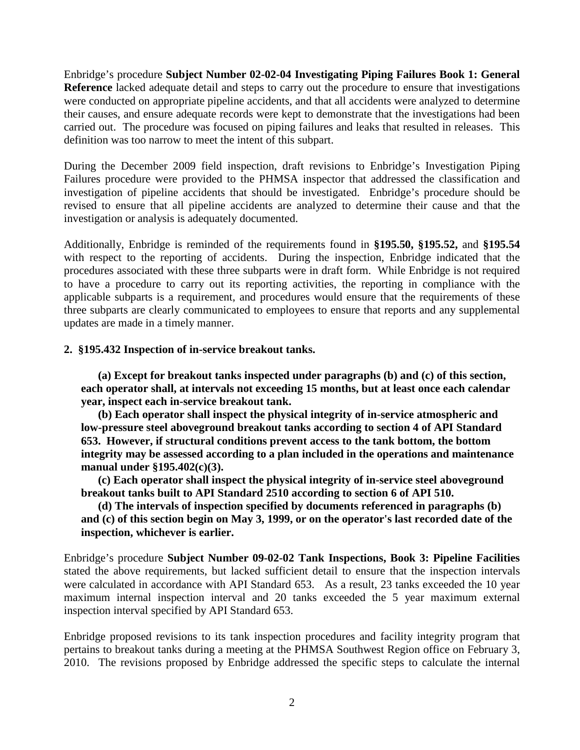Enbridge's procedure **Subject Number 02-02-04 Investigating Piping Failures Book 1: General Reference** lacked adequate detail and steps to carry out the procedure to ensure that investigations were conducted on appropriate pipeline accidents, and that all accidents were analyzed to determine their causes, and ensure adequate records were kept to demonstrate that the investigations had been carried out. The procedure was focused on piping failures and leaks that resulted in releases. This definition was too narrow to meet the intent of this subpart.

During the December 2009 field inspection, draft revisions to Enbridge's Investigation Piping Failures procedure were provided to the PHMSA inspector that addressed the classification and investigation of pipeline accidents that should be investigated. Enbridge's procedure should be revised to ensure that all pipeline accidents are analyzed to determine their cause and that the investigation or analysis is adequately documented.

Additionally, Enbridge is reminded of the requirements found in **§195.50, §195.52,** and **§195.54** with respect to the reporting of accidents. During the inspection, Enbridge indicated that the procedures associated with these three subparts were in draft form. While Enbridge is not required to have a procedure to carry out its reporting activities, the reporting in compliance with the applicable subparts is a requirement, and procedures would ensure that the requirements of these three subparts are clearly communicated to employees to ensure that reports and any supplemental updates are made in a timely manner.

**2. §195.432 Inspection of in-service breakout tanks.**

> **(a) Except for breakout tanks inspected under paragraphs (b) and (c) of this section, each operator shall, at intervals not exceeding 15 months, but at least once each calendar year, inspect each in-service breakout tank.**
>
> **(b) Each operator shall inspect the physical integrity of in-service atmospheric and low-pressure steel aboveground breakout tanks according to section 4 of API Standard 653. However, if structural conditions prevent access to the tank bottom, the bottom integrity may be assessed according to a plan included in the operations and maintenance manual under §195.402(c)(3).**
>
> **(c) Each operator shall inspect the physical integrity of in-service steel aboveground breakout tanks built to API Standard 2510 according to section 6 of API 510.**
>
> **(d) The intervals of inspection specified by documents referenced in paragraphs (b) and (c) of this section begin on May 3, 1999, or on the operator's last recorded date of the inspection, whichever is earlier.**

Enbridge's procedure **Subject Number 09-02-02 Tank Inspections, Book 3: Pipeline Facilities** stated the above requirements, but lacked sufficient detail to ensure that the inspection intervals were calculated in accordance with API Standard 653. As a result, 23 tanks exceeded the 10 year maximum internal inspection interval and 20 tanks exceeded the 5 year maximum external inspection interval specified by API Standard 653.

Enbridge proposed revisions to its tank inspection procedures and facility integrity program that pertains to breakout tanks during a meeting at the PHMSA Southwest Region office on February 3, 2010. The revisions proposed by Enbridge addressed the specific steps to calculate the internal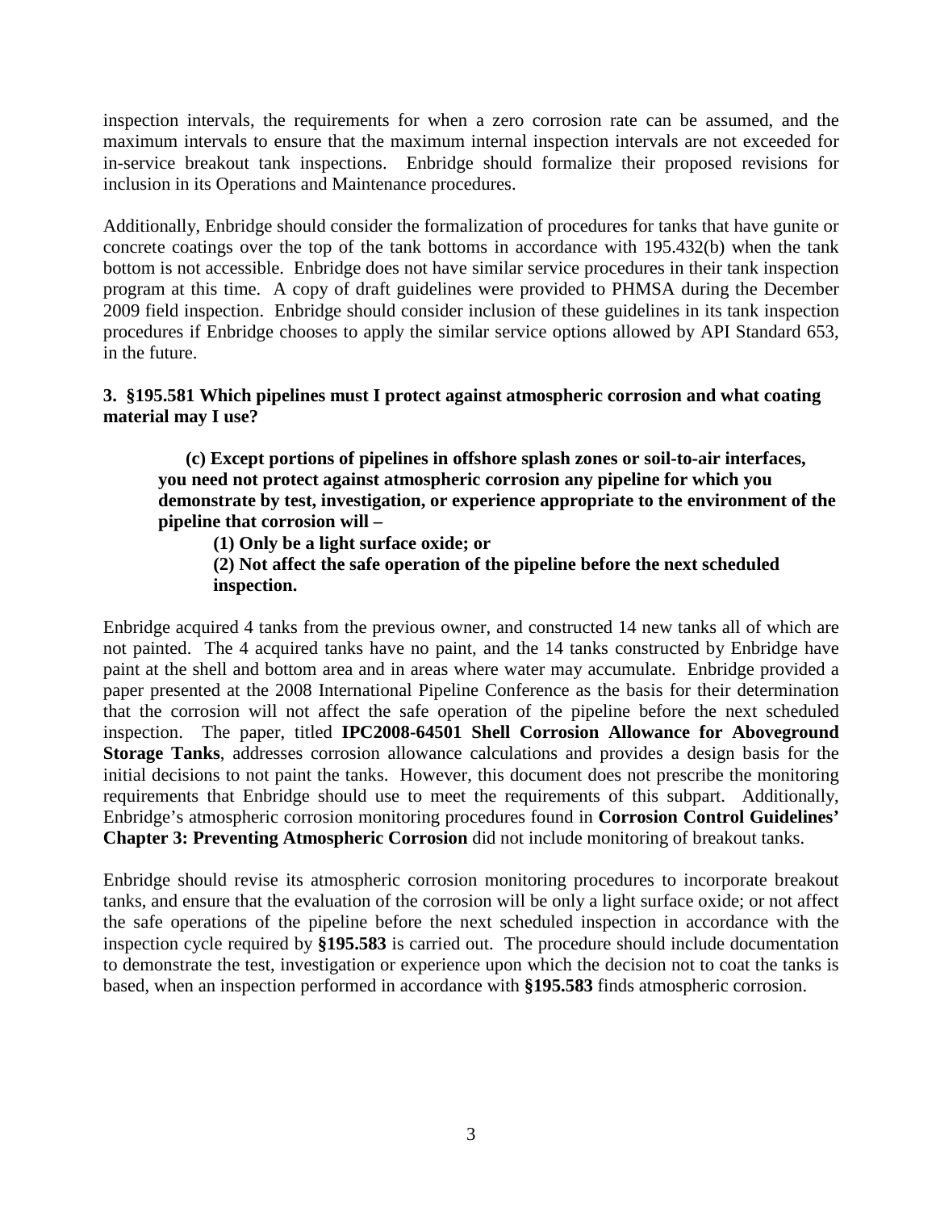inspection intervals, the requirements for when a zero corrosion rate can be assumed, and the maximum intervals to ensure that the maximum internal inspection intervals are not exceeded for in-service breakout tank inspections. Enbridge should formalize their proposed revisions for inclusion in its Operations and Maintenance procedures.

Additionally, Enbridge should consider the formalization of procedures for tanks that have gunite or concrete coatings over the top of the tank bottoms in accordance with 195.432(b) when the tank bottom is not accessible. Enbridge does not have similar service procedures in their tank inspection program at this time. A copy of draft guidelines were provided to PHMSA during the December 2009 field inspection. Enbridge should consider inclusion of these guidelines in its tank inspection procedures if Enbridge chooses to apply the similar service options allowed by API Standard 653, in the future.

**3. §195.581 Which pipelines must I protect against atmospheric corrosion and what coating material may I use?**

> **(c) Except portions of pipelines in offshore splash zones or soil-to-air interfaces, you need not protect against atmospheric corrosion any pipeline for which you demonstrate by test, investigation, or experience appropriate to the environment of the pipeline that corrosion will –**
>
> **(1) Only be a light surface oxide; or**
>
> **(2) Not affect the safe operation of the pipeline before the next scheduled inspection.**

Enbridge acquired 4 tanks from the previous owner, and constructed 14 new tanks all of which are not painted. The 4 acquired tanks have no paint, and the 14 tanks constructed by Enbridge have paint at the shell and bottom area and in areas where water may accumulate. Enbridge provided a paper presented at the 2008 International Pipeline Conference as the basis for their determination that the corrosion will not affect the safe operation of the pipeline before the next scheduled inspection. The paper, titled **IPC2008-64501 Shell Corrosion Allowance for Aboveground Storage Tanks**, addresses corrosion allowance calculations and provides a design basis for the initial decisions to not paint the tanks. However, this document does not prescribe the monitoring requirements that Enbridge should use to meet the requirements of this subpart. Additionally, Enbridge's atmospheric corrosion monitoring procedures found in **Corrosion Control Guidelines' Chapter 3: Preventing Atmospheric Corrosion** did not include monitoring of breakout tanks.

Enbridge should revise its atmospheric corrosion monitoring procedures to incorporate breakout tanks, and ensure that the evaluation of the corrosion will be only a light surface oxide; or not affect the safe operations of the pipeline before the next scheduled inspection in accordance with the inspection cycle required by **§195.583** is carried out. The procedure should include documentation to demonstrate the test, investigation or experience upon which the decision not to coat the tanks is based, when an inspection performed in accordance with **§195.583** finds atmospheric corrosion.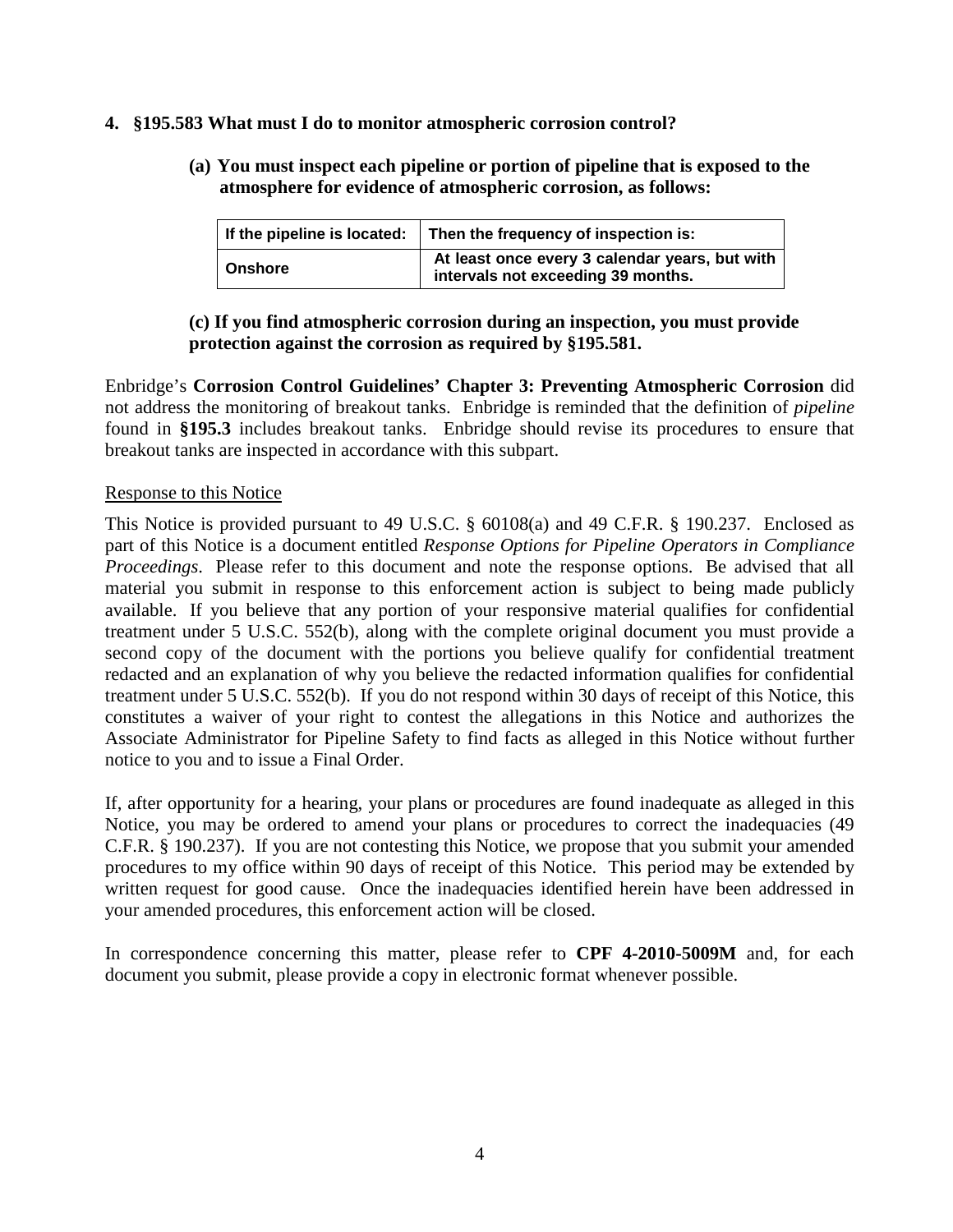**4. §195.583 What must I do to monitor atmospheric corrosion control?**

**(a) You must inspect each pipeline or portion of pipeline that is exposed to the atmosphere for evidence of atmospheric corrosion, as follows:**

| If the pipeline is located: | Then the frequency of inspection is: |
|---|---|
| Onshore | At least once every 3 calendar years, but with intervals not exceeding 39 months. |

**(c) If you find atmospheric corrosion during an inspection, you must provide protection against the corrosion as required by §195.581.**

Enbridge's **Corrosion Control Guidelines' Chapter 3: Preventing Atmospheric Corrosion** did not address the monitoring of breakout tanks. Enbridge is reminded that the definition of *pipeline* found in **§195.3** includes breakout tanks. Enbridge should revise its procedures to ensure that breakout tanks are inspected in accordance with this subpart.

Response to this Notice

This Notice is provided pursuant to 49 U.S.C. § 60108(a) and 49 C.F.R. § 190.237. Enclosed as part of this Notice is a document entitled *Response Options for Pipeline Operators in Compliance Proceedings*. Please refer to this document and note the response options. Be advised that all material you submit in response to this enforcement action is subject to being made publicly available. If you believe that any portion of your responsive material qualifies for confidential treatment under 5 U.S.C. 552(b), along with the complete original document you must provide a second copy of the document with the portions you believe qualify for confidential treatment redacted and an explanation of why you believe the redacted information qualifies for confidential treatment under 5 U.S.C. 552(b). If you do not respond within 30 days of receipt of this Notice, this constitutes a waiver of your right to contest the allegations in this Notice and authorizes the Associate Administrator for Pipeline Safety to find facts as alleged in this Notice without further notice to you and to issue a Final Order.

If, after opportunity for a hearing, your plans or procedures are found inadequate as alleged in this Notice, you may be ordered to amend your plans or procedures to correct the inadequacies (49 C.F.R. § 190.237). If you are not contesting this Notice, we propose that you submit your amended procedures to my office within 90 days of receipt of this Notice. This period may be extended by written request for good cause. Once the inadequacies identified herein have been addressed in your amended procedures, this enforcement action will be closed.

In correspondence concerning this matter, please refer to **CPF 4-2010-5009M** and, for each document you submit, please provide a copy in electronic format whenever possible.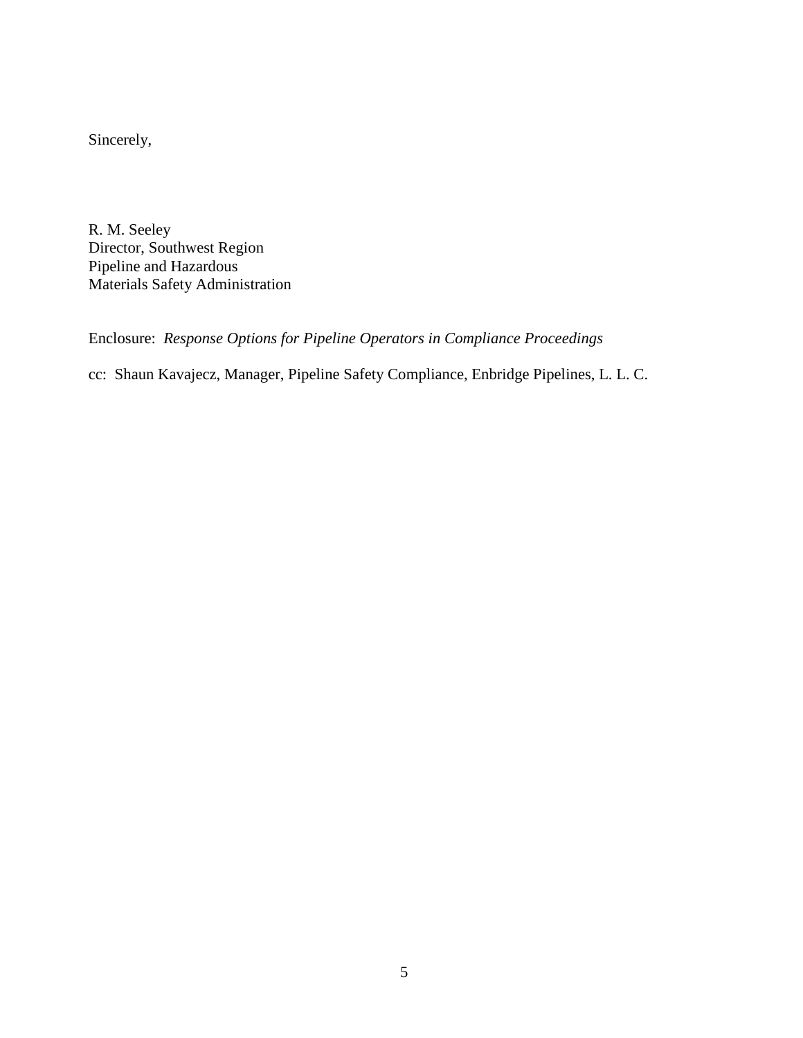Sincerely,

R. M. Seeley
Director, Southwest Region
Pipeline and Hazardous
Materials Safety Administration

Enclosure: *Response Options for Pipeline Operators in Compliance Proceedings*

cc: Shaun Kavajecz, Manager, Pipeline Safety Compliance, Enbridge Pipelines, L. L. C.